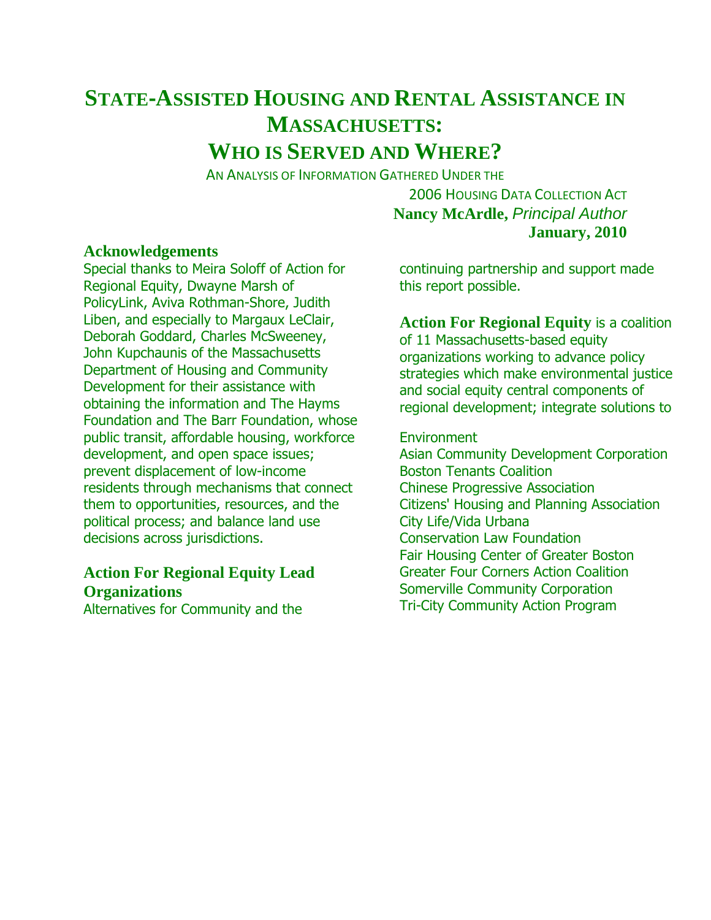# STATE-ASSISTED HOUSING AND RENTAL ASSISTANCE IN MASSACHUSETTS:
# WHO IS SERVED AND WHERE?

AN ANALYSIS OF INFORMATION GATHERED UNDER THE 2006 HOUSING DATA COLLECTION ACT

**Nancy McArdle,** *Principal Author*

**January, 2010**

## Acknowledgements

Special thanks to Meira Soloff of Action for Regional Equity, Dwayne Marsh of PolicyLink, Aviva Rothman-Shore, Judith Liben, and especially to Margaux LeClair, Deborah Goddard, Charles McSweeney, John Kupchaunis of the Massachusetts Department of Housing and Community Development for their assistance with obtaining the information and The Hayms Foundation and The Barr Foundation, whose continuing partnership and support made this report possible.

**Action For Regional Equity** is a coalition of 11 Massachusetts-based equity organizations working to advance policy strategies which make environmental justice and social equity central components of regional development; integrate solutions to public transit, affordable housing, workforce development, and open space issues; prevent displacement of low-income residents through mechanisms that connect them to opportunities, resources, and the political process; and balance land use decisions across jurisdictions.

## Action For Regional Equity Lead Organizations

Alternatives for Community and the Environment
Asian Community Development Corporation
Boston Tenants Coalition
Chinese Progressive Association
Citizens' Housing and Planning Association
City Life/Vida Urbana
Conservation Law Foundation
Fair Housing Center of Greater Boston
Greater Four Corners Action Coalition
Somerville Community Corporation
Tri-City Community Action Program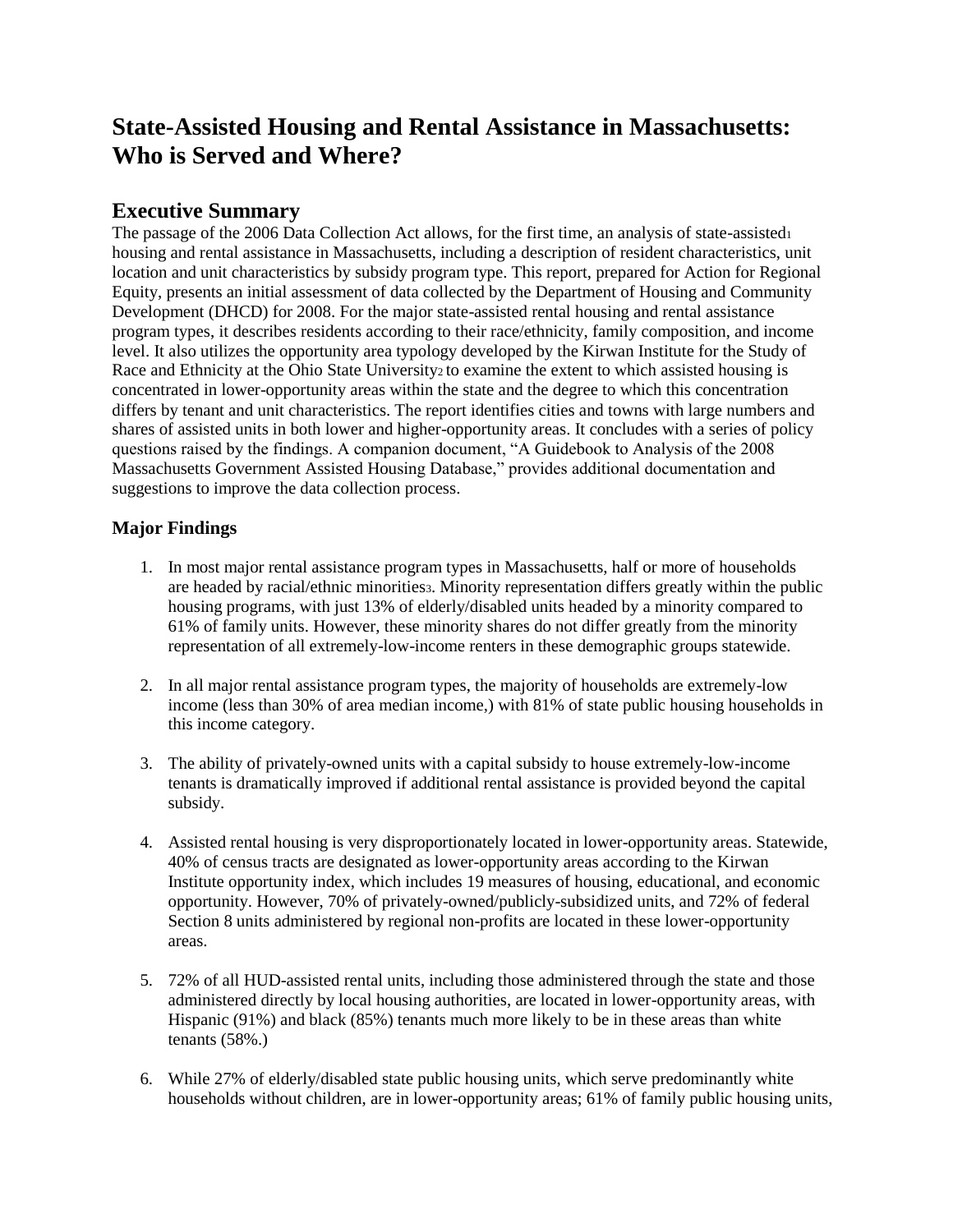# State-Assisted Housing and Rental Assistance in Massachusetts: Who is Served and Where?

## Executive Summary

The passage of the 2006 Data Collection Act allows, for the first time, an analysis of state-assisted[1] housing and rental assistance in Massachusetts, including a description of resident characteristics, unit location and unit characteristics by subsidy program type. This report, prepared for Action for Regional Equity, presents an initial assessment of data collected by the Department of Housing and Community Development (DHCD) for 2008. For the major state-assisted rental housing and rental assistance program types, it describes residents according to their race/ethnicity, family composition, and income level. It also utilizes the opportunity area typology developed by the Kirwan Institute for the Study of Race and Ethnicity at the Ohio State University[2] to examine the extent to which assisted housing is concentrated in lower-opportunity areas within the state and the degree to which this concentration differs by tenant and unit characteristics. The report identifies cities and towns with large numbers and shares of assisted units in both lower and higher-opportunity areas. It concludes with a series of policy questions raised by the findings. A companion document, "A Guidebook to Analysis of the 2008 Massachusetts Government Assisted Housing Database," provides additional documentation and suggestions to improve the data collection process.

### Major Findings

1. In most major rental assistance program types in Massachusetts, half or more of households are headed by racial/ethnic minorities[3]. Minority representation differs greatly within the public housing programs, with just 13% of elderly/disabled units headed by a minority compared to 61% of family units. However, these minority shares do not differ greatly from the minority representation of all extremely-low-income renters in these demographic groups statewide.

2. In all major rental assistance program types, the majority of households are extremely-low income (less than 30% of area median income,) with 81% of state public housing households in this income category.

3. The ability of privately-owned units with a capital subsidy to house extremely-low-income tenants is dramatically improved if additional rental assistance is provided beyond the capital subsidy.

4. Assisted rental housing is very disproportionately located in lower-opportunity areas. Statewide, 40% of census tracts are designated as lower-opportunity areas according to the Kirwan Institute opportunity index, which includes 19 measures of housing, educational, and economic opportunity. However, 70% of privately-owned/publicly-subsidized units, and 72% of federal Section 8 units administered by regional non-profits are located in these lower-opportunity areas.

5. 72% of all HUD-assisted rental units, including those administered through the state and those administered directly by local housing authorities, are located in lower-opportunity areas, with Hispanic (91%) and black (85%) tenants much more likely to be in these areas than white tenants (58%.)

6. While 27% of elderly/disabled state public housing units, which serve predominantly white households without children, are in lower-opportunity units; 61% of family public housing units,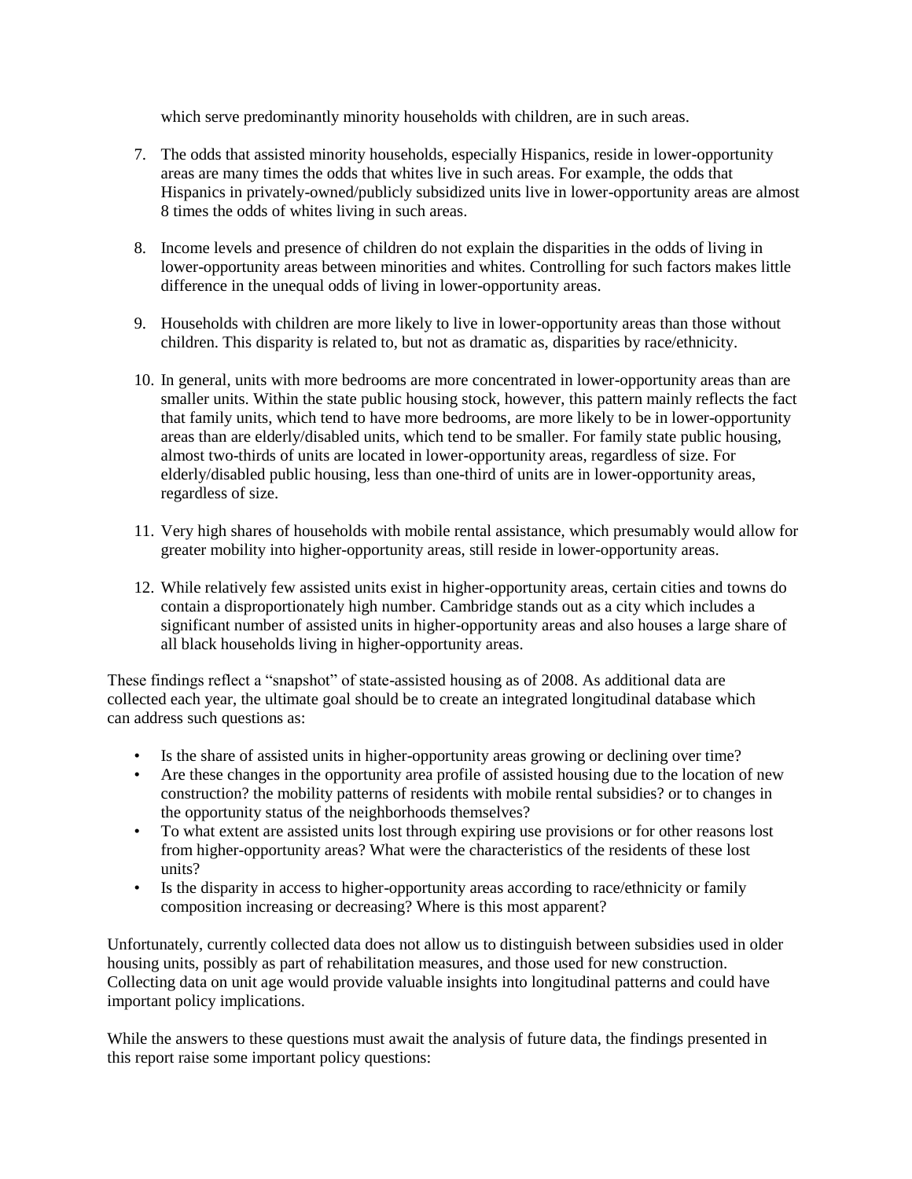which serve predominantly minority households with children, are in such areas.

7. The odds that assisted minority households, especially Hispanics, reside in lower-opportunity areas are many times the odds that whites live in such areas. For example, the odds that Hispanics in privately-owned/publicly subsidized units live in lower-opportunity areas are almost 8 times the odds of whites living in such areas.

8. Income levels and presence of children do not explain the disparities in the odds of living in lower-opportunity areas between minorities and whites. Controlling for such factors makes little difference in the unequal odds of living in lower-opportunity areas.

9. Households with children are more likely to live in lower-opportunity areas than those without children. This disparity is related to, but not as dramatic as, disparities by race/ethnicity.

10. In general, units with more bedrooms are more concentrated in lower-opportunity areas than are smaller units. Within the state public housing stock, however, this pattern mainly reflects the fact that family units, which tend to have more bedrooms, are more likely to be in lower-opportunity areas than are elderly/disabled units, which tend to be smaller. For family state public housing, almost two-thirds of units are located in lower-opportunity areas, regardless of size. For elderly/disabled public housing, less than one-third of units are in lower-opportunity areas, regardless of size.

11. Very high shares of households with mobile rental assistance, which presumably would allow for greater mobility into higher-opportunity areas, still reside in lower-opportunity areas.

12. While relatively few assisted units exist in higher-opportunity areas, certain cities and towns do contain a disproportionately high number. Cambridge stands out as a city which includes a significant number of assisted units in higher-opportunity areas and also houses a large share of all black households living in higher-opportunity areas.

These findings reflect a "snapshot" of state-assisted housing as of 2008. As additional data are collected each year, the ultimate goal should be to create an integrated longitudinal database which can address such questions as:

- Is the share of assisted units in higher-opportunity areas growing or declining over time?
- Are these changes in the opportunity area profile of assisted housing due to the location of new construction? the mobility patterns of residents with mobile rental subsidies? or to changes in the opportunity status of the neighborhoods themselves?
- To what extent are assisted units lost through expiring use provisions or for other reasons lost from higher-opportunity areas? What were the characteristics of the residents of these lost units?
- Is the disparity in access to higher-opportunity areas according to race/ethnicity or family composition increasing or decreasing? Where is this most apparent?

Unfortunately, currently collected data does not allow us to distinguish between subsidies used in older housing units, possibly as part of rehabilitation measures, and those used for new construction. Collecting data on unit age would provide valuable insights into longitudinal patterns and could have important policy implications.

While the answers to these questions must await the analysis of future data, the findings presented in this report raise some important policy questions: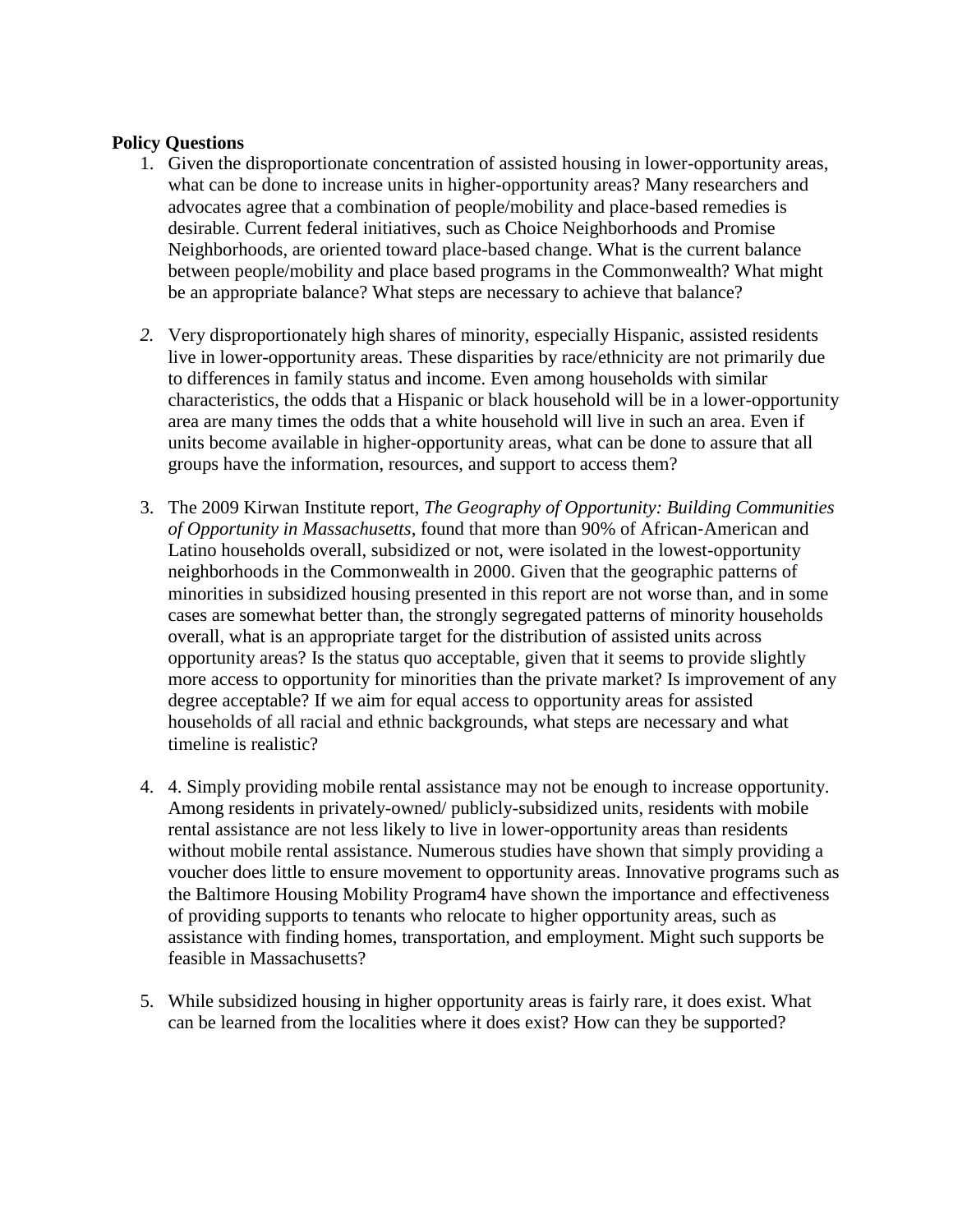**Policy Questions**

1. Given the disproportionate concentration of assisted housing in lower-opportunity areas, what can be done to increase units in higher-opportunity areas? Many researchers and advocates agree that a combination of people/mobility and place-based remedies is desirable. Current federal initiatives, such as Choice Neighborhoods and Promise Neighborhoods, are oriented toward place-based change. What is the current balance between people/mobility and place based programs in the Commonwealth? What might be an appropriate balance? What steps are necessary to achieve that balance?

2. Very disproportionately high shares of minority, especially Hispanic, assisted residents live in lower-opportunity areas. These disparities by race/ethnicity are not primarily due to differences in family status and income. Even among households with similar characteristics, the odds that a Hispanic or black household will be in a lower-opportunity area are many times the odds that a white household will live in such an area. Even if units become available in higher-opportunity areas, what can be done to assure that all groups have the information, resources, and support to access them?

3. The 2009 Kirwan Institute report, *The Geography of Opportunity: Building Communities of Opportunity in Massachusetts*, found that more than 90% of African-American and Latino households overall, subsidized or not, were isolated in the lowest-opportunity neighborhoods in the Commonwealth in 2000. Given that the geographic patterns of minorities in subsidized housing presented in this report are not worse than, and in some cases are somewhat better than, the strongly segregated patterns of minority households overall, what is an appropriate target for the distribution of assisted units across opportunity areas? Is the status quo acceptable, given that it seems to provide slightly more access to opportunity for minorities than the private market? Is improvement of any degree acceptable? If we aim for equal access to opportunity areas for assisted households of all racial and ethnic backgrounds, what steps are necessary and what timeline is realistic?

4. 4. Simply providing mobile rental assistance may not be enough to increase opportunity. Among residents in privately-owned/ publicly-subsidized units, residents with mobile rental assistance are not less likely to live in lower-opportunity areas than residents without mobile rental assistance. Numerous studies have shown that simply providing a voucher does little to ensure movement to opportunity areas. Innovative programs such as the Baltimore Housing Mobility Program[4] have shown the importance and effectiveness of providing supports to tenants who relocate to higher opportunity areas, such as assistance with finding homes, transportation, and employment. Might such supports be feasible in Massachusetts?

5. While subsidized housing in higher opportunity areas is fairly rare, it does exist. What can be learned from the localities where it does exist? How can they be supported?